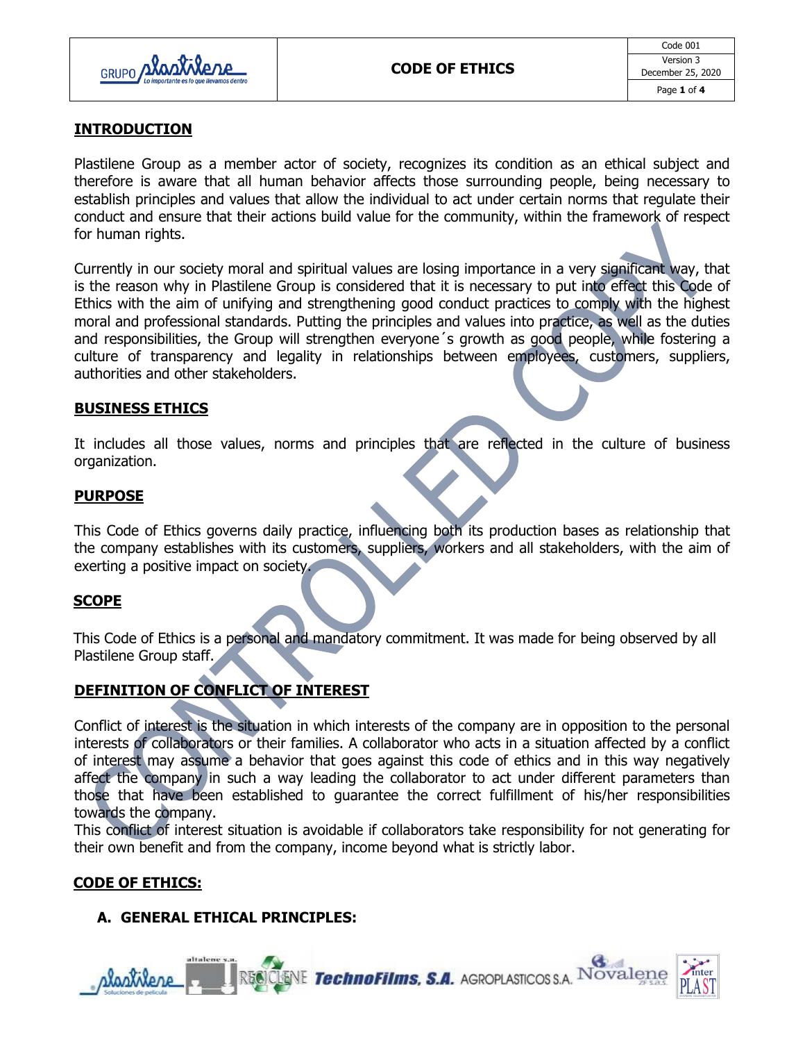**CODE OF ETHICS**

## INTRODUCTION

Plastilene Group as a member actor of society, recognizes its condition as an ethical subject and therefore is aware that all human behavior affects those surrounding people, being necessary to establish principles and values that allow the individual to act under certain norms that regulate their conduct and ensure that their actions build value for the community, within the framework of respect for human rights.

Currently in our society moral and spiritual values are losing importance in a very significant way, that is the reason why in Plastilene Group is considered that it is necessary to put into effect this Code of Ethics with the aim of unifying and strengthening good conduct practices to comply with the highest moral and professional standards. Putting the principles and values into practice, as well as the duties and responsibilities, the Group will strengthen everyone´s growth as good people, while fostering a culture of transparency and legality in relationships between employees, customers, suppliers, authorities and other stakeholders.

## BUSINESS ETHICS

It includes all those values, norms and principles that are reflected in the culture of business organization.

## PURPOSE

This Code of Ethics governs daily practice, influencing both its production bases as relationship that the company establishes with its customers, suppliers, workers and all stakeholders, with the aim of exerting a positive impact on society.

## SCOPE

This Code of Ethics is a personal and mandatory commitment. It was made for being observed by all Plastilene Group staff.

## DEFINITION OF CONFLICT OF INTEREST

Conflict of interest is the situation in which interests of the company are in opposition to the personal interests of collaborators or their families. A collaborator who acts in a situation affected by a conflict of interest may assume a behavior that goes against this code of ethics and in this way negatively affect the company in such a way leading the collaborator to act under different parameters than those that have been established to guarantee the correct fulfillment of his/her responsibilities towards the company.
This conflict of interest situation is avoidable if collaborators take responsibility for not generating for their own benefit and from the company, income beyond what is strictly labor.

## CODE OF ETHICS:

### A. GENERAL ETHICAL PRINCIPLES: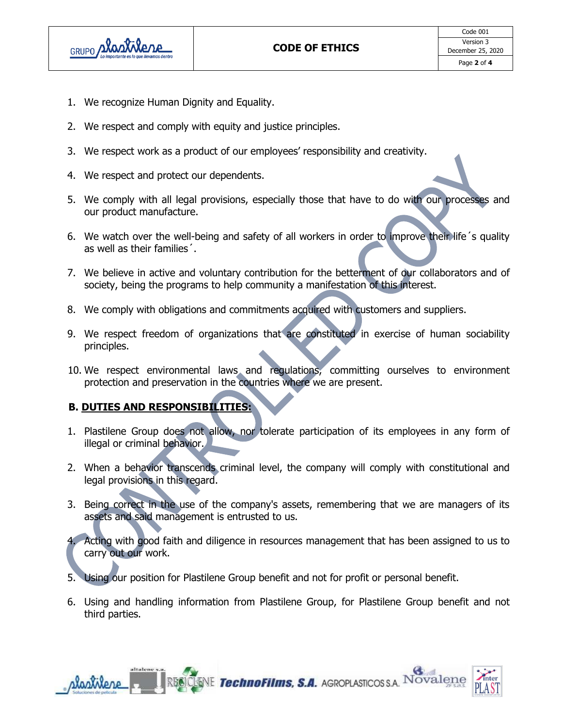1. We recognize Human Dignity and Equality.

2. We respect and comply with equity and justice principles.

3. We respect work as a product of our employees' responsibility and creativity.

4. We respect and protect our dependents.

5. We comply with all legal provisions, especially those that have to do with our processes and our product manufacture.

6. We watch over the well-being and safety of all workers in order to improve their life´s quality as well as their families´.

7. We believe in active and voluntary contribution for the betterment of our collaborators and of society, being the programs to help community a manifestation of this interest.

8. We comply with obligations and commitments acquired with customers and suppliers.

9. We respect freedom of organizations that are constituted in exercise of human sociability principles.

10. We respect environmental laws and regulations, committing ourselves to environment protection and preservation in the countries where we are present.

## B. DUTIES AND RESPONSIBILITIES:

1. Plastilene Group does not allow, nor tolerate participation of its employees in any form of illegal or criminal behavior.

2. When a behavior transcends criminal level, the company will comply with constitutional and legal provisions in this regard.

3. Being correct in the use of the company's assets, remembering that we are managers of its assets and said management is entrusted to us.

4. Acting with good faith and diligence in resources management that has been assigned to us to carry out our work.

5. Using our position for Plastilene Group benefit and not for profit or personal benefit.

6. Using and handling information from Plastilene Group, for Plastilene Group benefit and not third parties.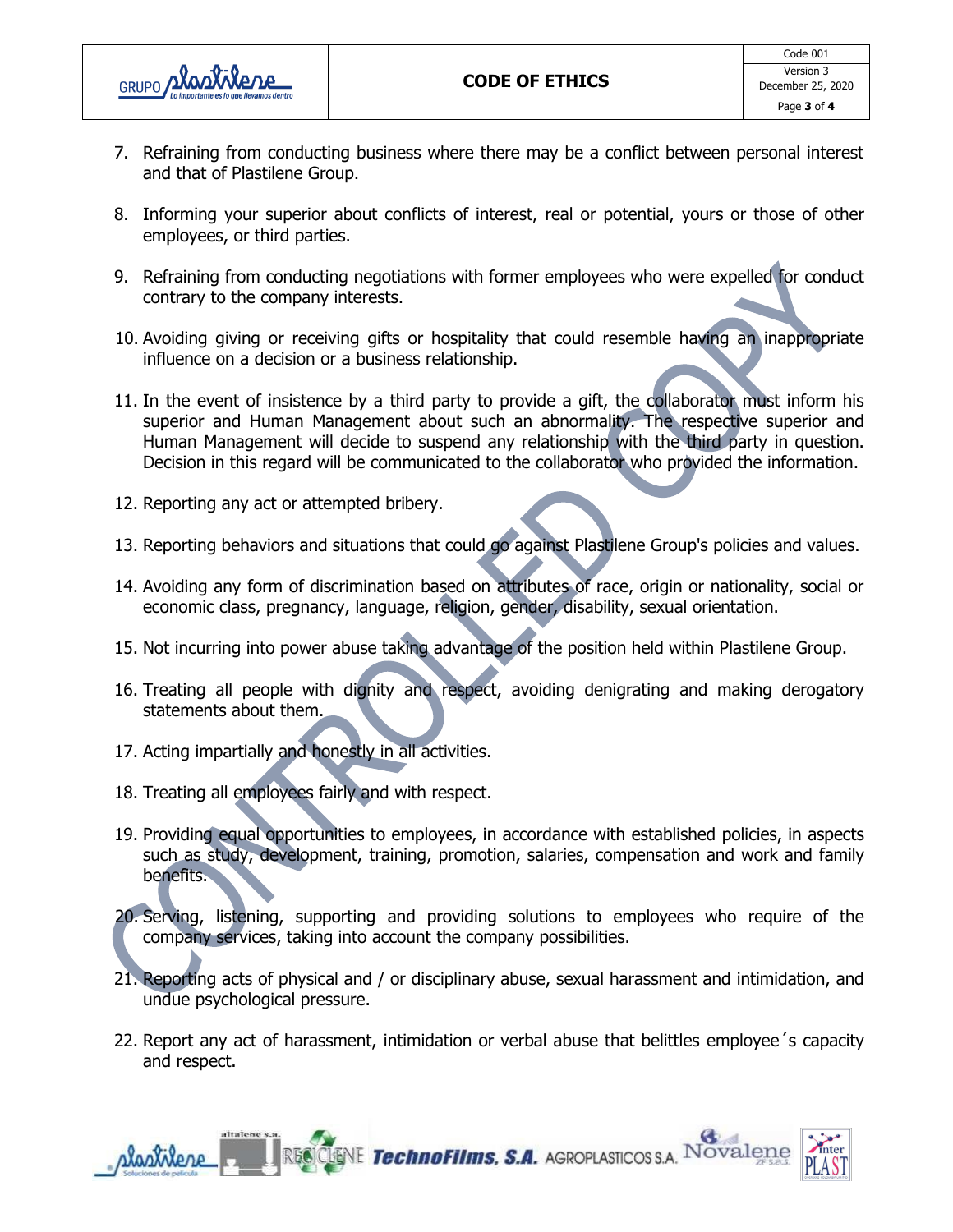7. Refraining from conducting business where there may be a conflict between personal interest and that of Plastilene Group.

8. Informing your superior about conflicts of interest, real or potential, yours or those of other employees, or third parties.

9. Refraining from conducting negotiations with former employees who were expelled for conduct contrary to the company interests.

10. Avoiding giving or receiving gifts or hospitality that could resemble having an inappropriate influence on a decision or a business relationship.

11. In the event of insistence by a third party to provide a gift, the collaborator must inform his superior and Human Management about such an abnormality. The respective superior and Human Management will decide to suspend any relationship with the third party in question. Decision in this regard will be communicated to the collaborator who provided the information.

12. Reporting any act or attempted bribery.

13. Reporting behaviors and situations that could go against Plastilene Group's policies and values.

14. Avoiding any form of discrimination based on attributes of race, origin or nationality, social or economic class, pregnancy, language, religion, gender, disability, sexual orientation.

15. Not incurring into power abuse taking advantage of the position held within Plastilene Group.

16. Treating all people with dignity and respect, avoiding denigrating and making derogatory statements about them.

17. Acting impartially and honestly in all activities.

18. Treating all employees fairly and with respect.

19. Providing equal opportunities to employees, in accordance with established policies, in aspects such as study, development, training, promotion, salaries, compensation and work and family benefits.

20. Serving, listening, supporting and providing solutions to employees who require of the company services, taking into account the company possibilities.

21. Reporting acts of physical and / or disciplinary abuse, sexual harassment and intimidation, and undue psychological pressure.

22. Report any act of harassment, intimidation or verbal abuse that belittles employee´s capacity and respect.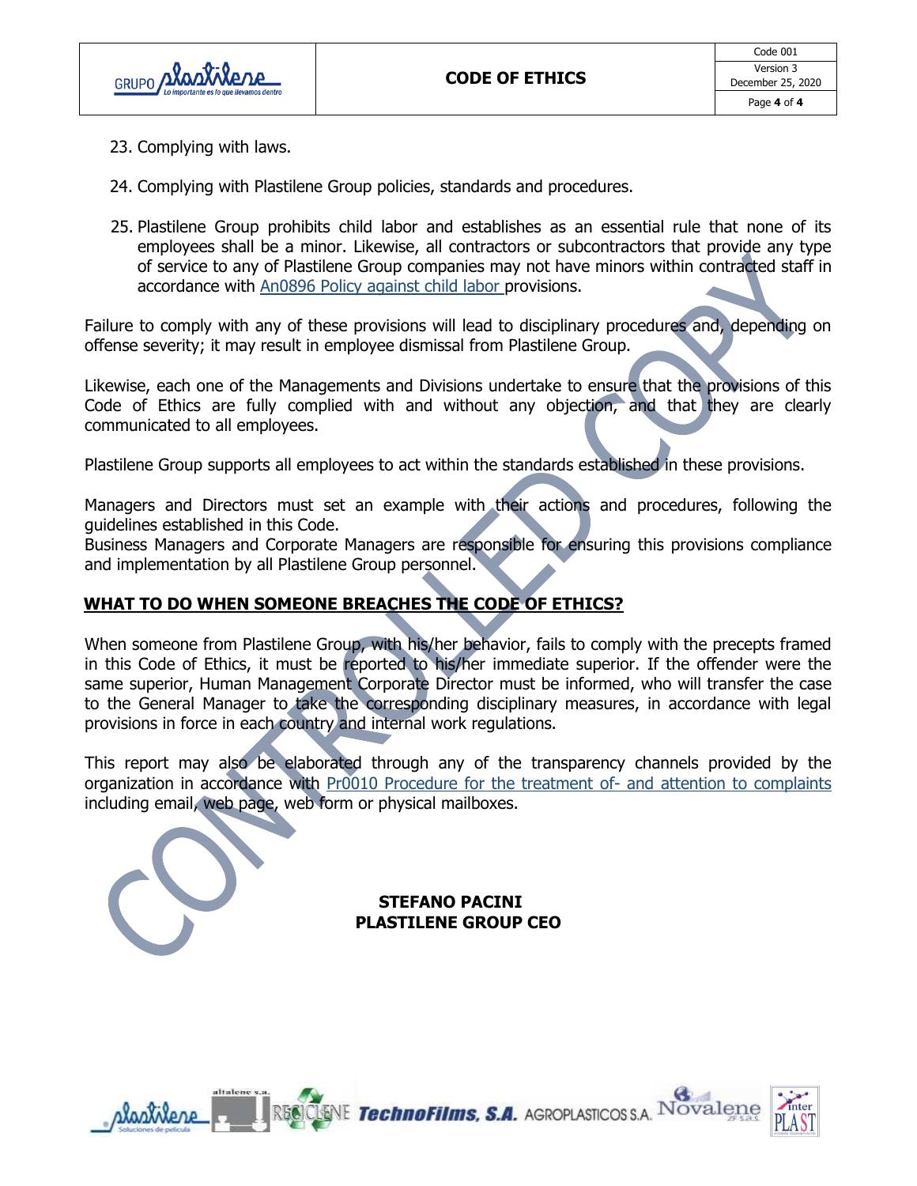23. Complying with laws.

24. Complying with Plastilene Group policies, standards and procedures.

25. Plastilene Group prohibits child labor and establishes as an essential rule that none of its employees shall be a minor. Likewise, all contractors or subcontractors that provide any type of service to any of Plastilene Group companies may not have minors within contracted staff in accordance with An0896 Policy against child labor provisions.

Failure to comply with any of these provisions will lead to disciplinary procedures and, depending on offense severity; it may result in employee dismissal from Plastilene Group.

Likewise, each one of the Managements and Divisions undertake to ensure that the provisions of this Code of Ethics are fully complied with and without any objection, and that they are clearly communicated to all employees.

Plastilene Group supports all employees to act within the standards established in these provisions.

Managers and Directors must set an example with their actions and procedures, following the guidelines established in this Code.
Business Managers and Corporate Managers are responsible for ensuring this provisions compliance and implementation by all Plastilene Group personnel.

## WHAT TO DO WHEN SOMEONE BREACHES THE CODE OF ETHICS?

When someone from Plastilene Group, with his/her behavior, fails to comply with the precepts framed in this Code of Ethics, it must be reported to his/her immediate superior. If the offender were the same superior, Human Management Corporate Director must be informed, who will transfer the case to the General Manager to take the corresponding disciplinary measures, in accordance with legal provisions in force in each country and internal work regulations.

This report may also be elaborated through any of the transparency channels provided by the organization in accordance with Pr0010 Procedure for the treatment of- and attention to complaints including email, web page, web form or physical mailboxes.

**STEFANO PACINI**
**PLASTILENE GROUP CEO**